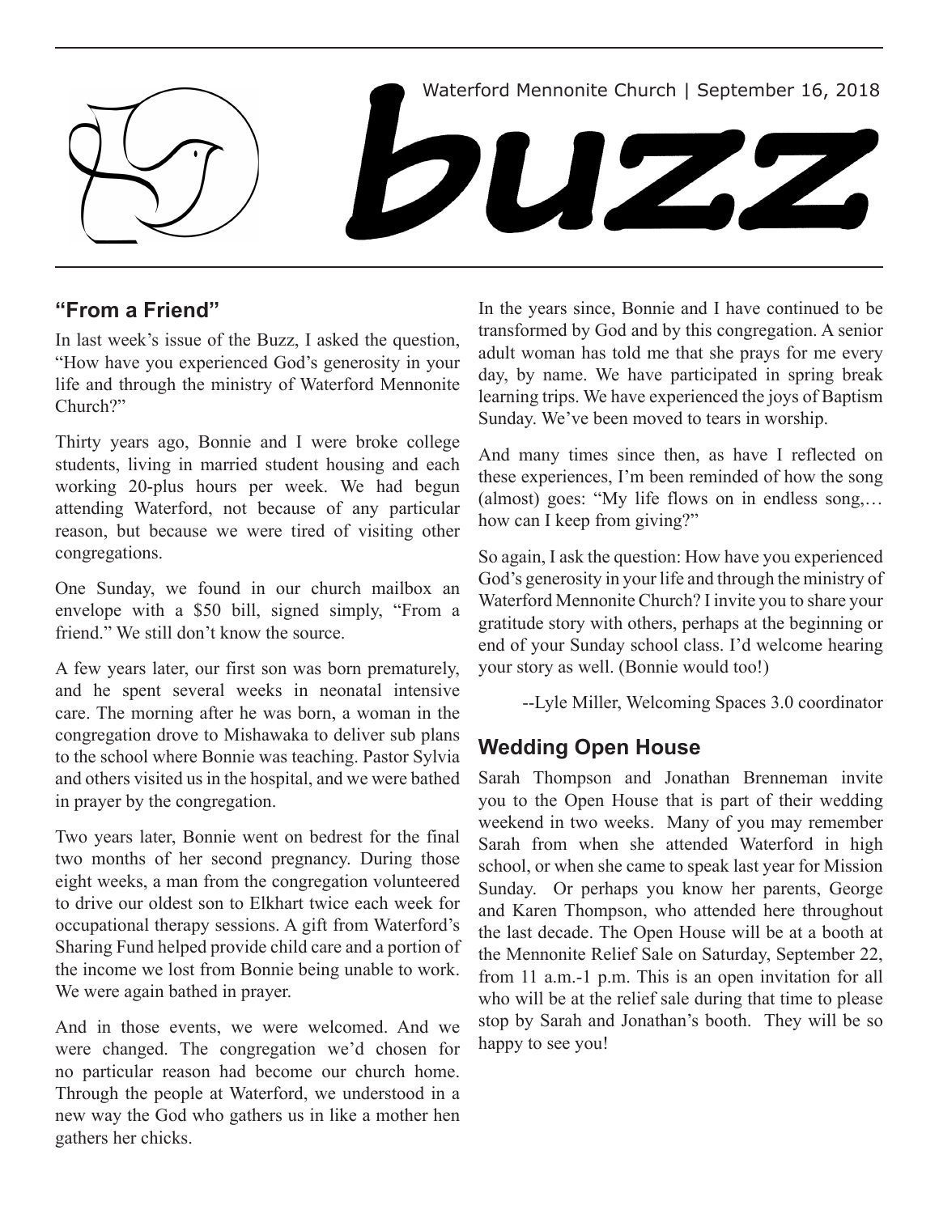Waterford Mennonite Church | September 16, 2018

# buzz

## "From a Friend"

In last week's issue of the Buzz, I asked the question, "How have you experienced God's generosity in your life and through the ministry of Waterford Mennonite Church?"

Thirty years ago, Bonnie and I were broke college students, living in married student housing and each working 20-plus hours per week. We had begun attending Waterford, not because of any particular reason, but because we were tired of visiting other congregations.

One Sunday, we found in our church mailbox an envelope with a $50 bill, signed simply, "From a friend." We still don't know the source.

A few years later, our first son was born prematurely, and he spent several weeks in neonatal intensive care. The morning after he was born, a woman in the congregation drove to Mishawaka to deliver sub plans to the school where Bonnie was teaching. Pastor Sylvia and others visited us in the hospital, and we were bathed in prayer by the congregation.

Two years later, Bonnie went on bedrest for the final two months of her second pregnancy. During those eight weeks, a man from the congregation volunteered to drive our oldest son to Elkhart twice each week for occupational therapy sessions. A gift from Waterford's Sharing Fund helped provide child care and a portion of the income we lost from Bonnie being unable to work. We were again bathed in prayer.

And in those events, we were welcomed. And we were changed. The congregation we'd chosen for no particular reason had become our church home. Through the people at Waterford, we understood in a new way the God who gathers us in like a mother hen gathers her chicks.

In the years since, Bonnie and I have continued to be transformed by God and by this congregation. A senior adult woman has told me that she prays for me every day, by name. We have participated in spring break learning trips. We have experienced the joys of Baptism Sunday. We've been moved to tears in worship.

And many times since then, as have I reflected on these experiences, I'm been reminded of how the song (almost) goes: "My life flows on in endless song,… how can I keep from giving?"

So again, I ask the question: How have you experienced God's generosity in your life and through the ministry of Waterford Mennonite Church? I invite you to share your gratitude story with others, perhaps at the beginning or end of your Sunday school class. I'd welcome hearing your story as well. (Bonnie would too!)

--Lyle Miller, Welcoming Spaces 3.0 coordinator

## Wedding Open House

Sarah Thompson and Jonathan Brenneman invite you to the Open House that is part of their wedding weekend in two weeks. Many of you may remember Sarah from when she attended Waterford in high school, or when she came to speak last year for Mission Sunday. Or perhaps you know her parents, George and Karen Thompson, who attended here throughout the last decade. The Open House will be at a booth at the Mennonite Relief Sale on Saturday, September 22, from 11 a.m.-1 p.m. This is an open invitation for all who will be at the relief sale during that time to please stop by Sarah and Jonathan's booth. They will be so happy to see you!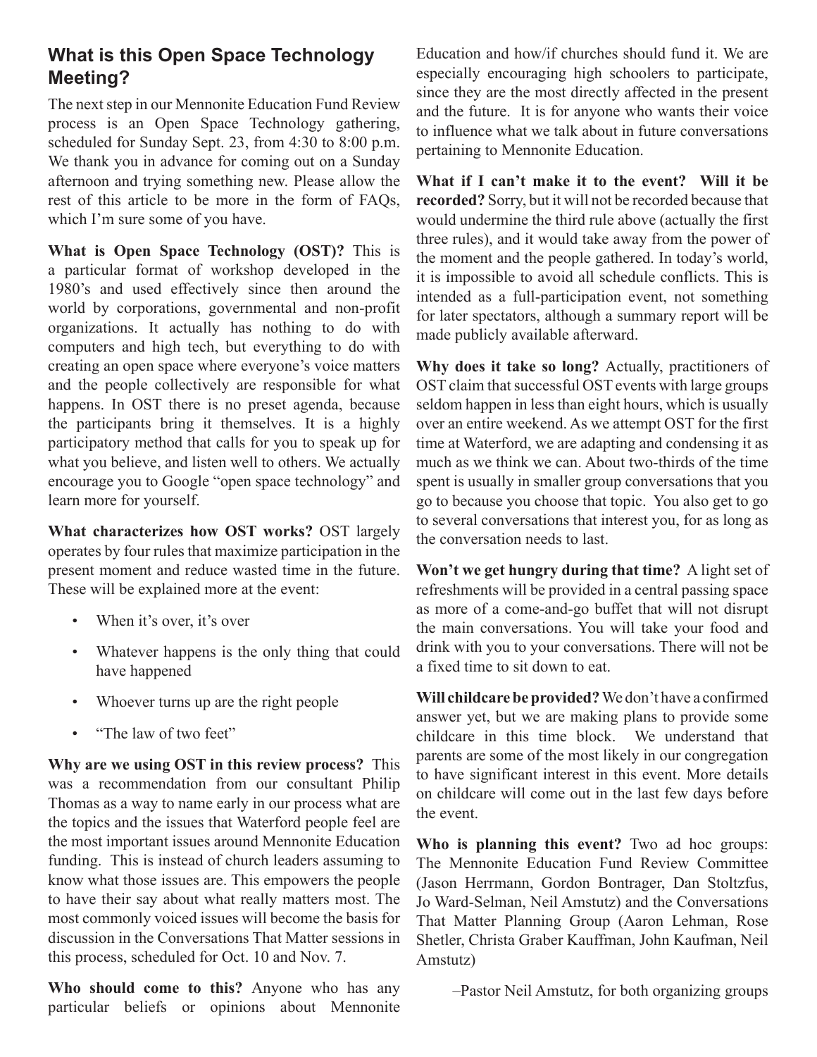## What is this Open Space Technology Meeting?

The next step in our Mennonite Education Fund Review process is an Open Space Technology gathering, scheduled for Sunday Sept. 23, from 4:30 to 8:00 p.m. We thank you in advance for coming out on a Sunday afternoon and trying something new. Please allow the rest of this article to be more in the form of FAQs, which I'm sure some of you have.

**What is Open Space Technology (OST)?** This is a particular format of workshop developed in the 1980's and used effectively since then around the world by corporations, governmental and non-profit organizations. It actually has nothing to do with computers and high tech, but everything to do with creating an open space where everyone's voice matters and the people collectively are responsible for what happens. In OST there is no preset agenda, because the participants bring it themselves. It is a highly participatory method that calls for you to speak up for what you believe, and listen well to others. We actually encourage you to Google "open space technology" and learn more for yourself.

**What characterizes how OST works?** OST largely operates by four rules that maximize participation in the present moment and reduce wasted time in the future. These will be explained more at the event:

- When it's over, it's over
- Whatever happens is the only thing that could have happened
- Whoever turns up are the right people
- "The law of two feet"

**Why are we using OST in this review process?** This was a recommendation from our consultant Philip Thomas as a way to name early in our process what are the topics and the issues that Waterford people feel are the most important issues around Mennonite Education funding. This is instead of church leaders assuming to know what those issues are. This empowers the people to have their say about what really matters most. The most commonly voiced issues will become the basis for discussion in the Conversations That Matter sessions in this process, scheduled for Oct. 10 and Nov. 7.

**Who should come to this?** Anyone who has any particular beliefs or opinions about Mennonite Education and how/if churches should fund it. We are especially encouraging high schoolers to participate, since they are the most directly affected in the present and the future. It is for anyone who wants their voice to influence what we talk about in future conversations pertaining to Mennonite Education.

**What if I can't make it to the event? Will it be recorded?** Sorry, but it will not be recorded because that would undermine the third rule above (actually the first three rules), and it would take away from the power of the moment and the people gathered. In today's world, it is impossible to avoid all schedule conflicts. This is intended as a full-participation event, not something for later spectators, although a summary report will be made publicly available afterward.

**Why does it take so long?** Actually, practitioners of OST claim that successful OST events with large groups seldom happen in less than eight hours, which is usually over an entire weekend. As we attempt OST for the first time at Waterford, we are adapting and condensing it as much as we think we can. About two-thirds of the time spent is usually in smaller group conversations that you go to because you choose that topic. You also get to go to several conversations that interest you, for as long as the conversation needs to last.

**Won't we get hungry during that time?** A light set of refreshments will be provided in a central passing space as more of a come-and-go buffet that will not disrupt the main conversations. You will take your food and drink with you to your conversations. There will not be a fixed time to sit down to eat.

**Will childcare be provided?** We don't have a confirmed answer yet, but we are making plans to provide some childcare in this time block. We understand that parents are some of the most likely in our congregation to have significant interest in this event. More details on childcare will come out in the last few days before the event.

**Who is planning this event?** Two ad hoc groups: The Mennonite Education Fund Review Committee (Jason Herrmann, Gordon Bontrager, Dan Stoltzfus, Jo Ward-Selman, Neil Amstutz) and the Conversations That Matter Planning Group (Aaron Lehman, Rose Shetler, Christa Graber Kauffman, John Kaufman, Neil Amstutz)

–Pastor Neil Amstutz, for both organizing groups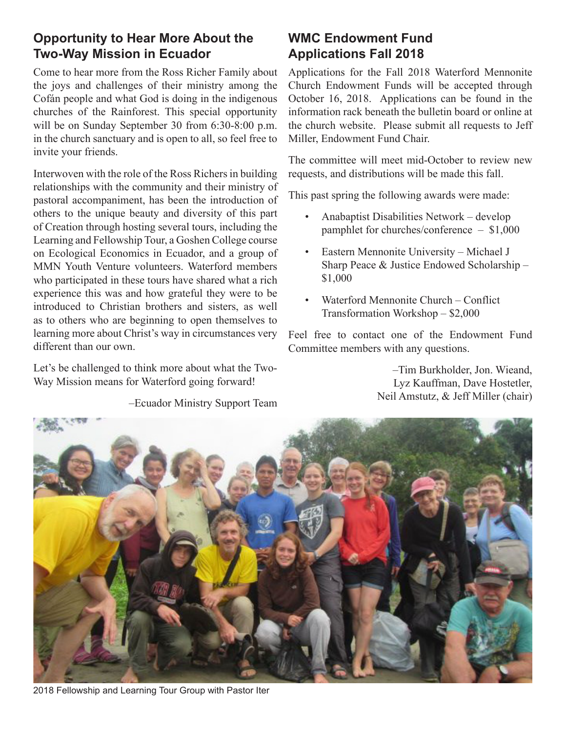## Opportunity to Hear More About the Two-Way Mission in Ecuador

Come to hear more from the Ross Richer Family about the joys and challenges of their ministry among the Cofán people and what God is doing in the indigenous churches of the Rainforest. This special opportunity will be on Sunday September 30 from 6:30-8:00 p.m. in the church sanctuary and is open to all, so feel free to invite your friends.

Interwoven with the role of the Ross Richers in building relationships with the community and their ministry of pastoral accompaniment, has been the introduction of others to the unique beauty and diversity of this part of Creation through hosting several tours, including the Learning and Fellowship Tour, a Goshen College course on Ecological Economics in Ecuador, and a group of MMN Youth Venture volunteers. Waterford members who participated in these tours have shared what a rich experience this was and how grateful they were to be introduced to Christian brothers and sisters, as well as to others who are beginning to open themselves to learning more about Christ's way in circumstances very different than our own.

Let's be challenged to think more about what the Two-Way Mission means for Waterford going forward!

–Ecuador Ministry Support Team

## WMC Endowment Fund Applications Fall 2018

Applications for the Fall 2018 Waterford Mennonite Church Endowment Funds will be accepted through October 16, 2018. Applications can be found in the information rack beneath the bulletin board or online at the church website. Please submit all requests to Jeff Miller, Endowment Fund Chair.

The committee will meet mid-October to review new requests, and distributions will be made this fall.

This past spring the following awards were made:

- Anabaptist Disabilities Network – develop pamphlet for churches/conference – $1,000
- Eastern Mennonite University – Michael J Sharp Peace & Justice Endowed Scholarship – $1,000
- Waterford Mennonite Church – Conflict Transformation Workshop – $2,000

Feel free to contact one of the Endowment Fund Committee members with any questions.

–Tim Burkholder, Jon. Wieand, Lyz Kauffman, Dave Hostetler, Neil Amstutz, & Jeff Miller (chair)

2018 Fellowship and Learning Tour Group with Pastor Iter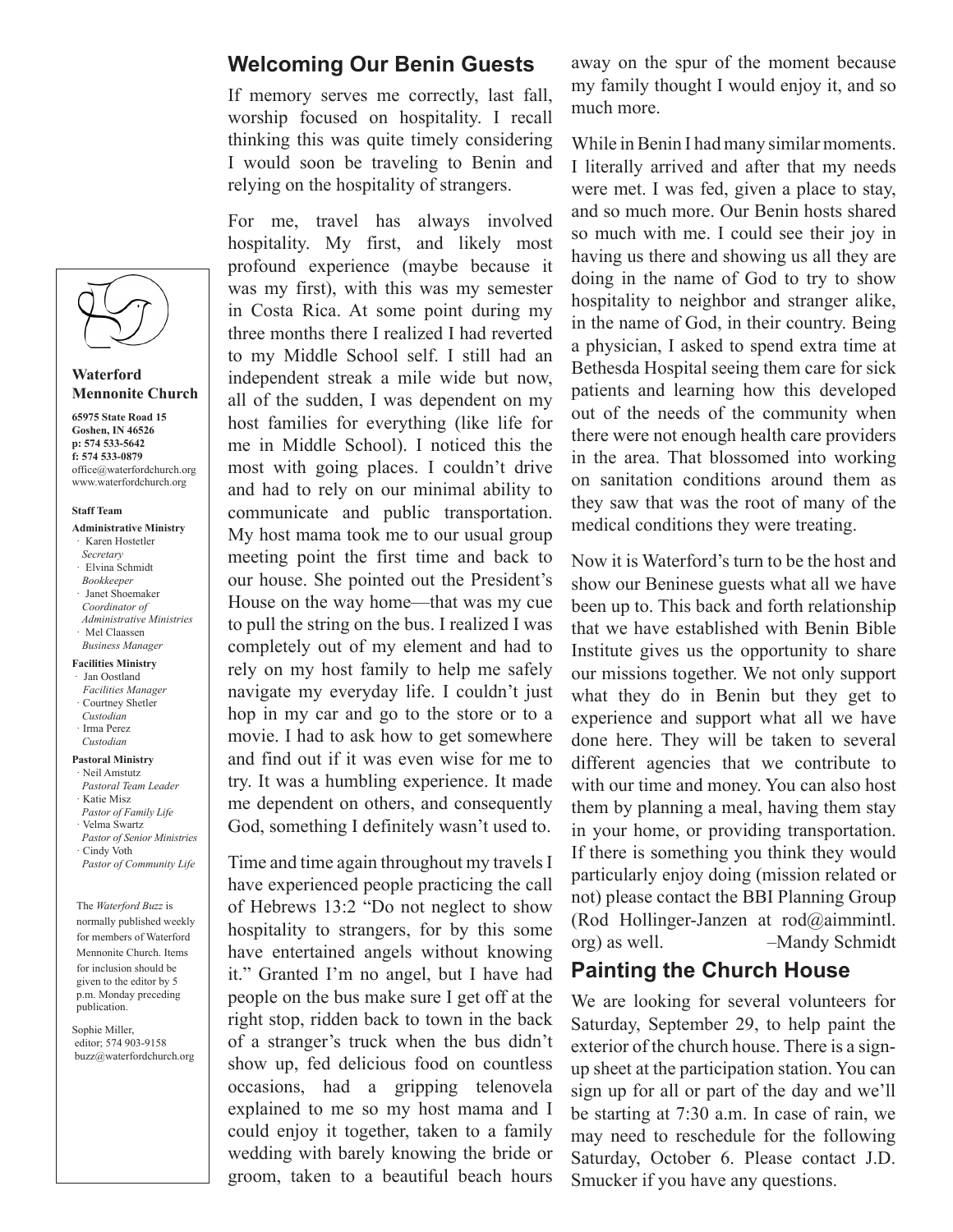## Welcoming Our Benin Guests

If memory serves me correctly, last fall, worship focused on hospitality. I recall thinking this was quite timely considering I would soon be traveling to Benin and relying on the hospitality of strangers.

For me, travel has always involved hospitality. My first, and likely most profound experience (maybe because it was my first), with this was my semester in Costa Rica. At some point during my three months there I realized I had reverted to my Middle School self. I still had an independent streak a mile wide but now, all of the sudden, I was dependent on my host families for everything (like life for me in Middle School). I noticed this the most with going places. I couldn't drive and had to rely on our minimal ability to communicate and public transportation. My host mama took me to our usual group meeting point the first time and back to our house. She pointed out the President's House on the way home—that was my cue to pull the string on the bus. I realized I was completely out of my element and had to rely on my host family to help me safely navigate my everyday life. I couldn't just hop in my car and go to the store or to a movie. I had to ask how to get somewhere and find out if it was even wise for me to try. It was a humbling experience. It made me dependent on others, and consequently God, something I definitely wasn't used to.

Time and time again throughout my travels I have experienced people practicing the call of Hebrews 13:2 "Do not neglect to show hospitality to strangers, for by this some have entertained angels without knowing it." Granted I'm no angel, but I have had people on the bus make sure I get off at the right stop, ridden back to town in the back of a stranger's truck when the bus didn't show up, fed delicious food on countless occasions, had a gripping telenovela explained to me so my host mama and I could enjoy it together, taken to a family wedding with barely knowing the bride or groom, taken to a beautiful beach hours away on the spur of the moment because my family thought I would enjoy it, and so much more.

While in Benin I had many similar moments. I literally arrived and after that my needs were met. I was fed, given a place to stay, and so much more. Our Benin hosts shared so much with me. I could see their joy in having us there and showing us all they are doing in the name of God to try to show hospitality to neighbor and stranger alike, in the name of God, in their country. Being a physician, I asked to spend extra time at Bethesda Hospital seeing them care for sick patients and learning how this developed out of the needs of the community when there were not enough health care providers in the area. That blossomed into working on sanitation conditions around them as they saw that was the root of many of the medical conditions they were treating.

Now it is Waterford's turn to be the host and show our Beninese guests what all we have been up to. This back and forth relationship that we have established with Benin Bible Institute gives us the opportunity to share our missions together. We not only support what they do in Benin but they get to experience and support what all we have done here. They will be taken to several different agencies that we contribute to with our time and money. You can also host them by planning a meal, having them stay in your home, or providing transportation. If there is something you think they would particularly enjoy doing (mission related or not) please contact the BBI Planning Group (Rod Hollinger-Janzen at rod@aimmintl.org) as well. –Mandy Schmidt

## Painting the Church House

We are looking for several volunteers for Saturday, September 29, to help paint the exterior of the church house. There is a sign-up sheet at the participation station. You can sign up for all or part of the day and we'll be starting at 7:30 a.m. In case of rain, we may need to reschedule for the following Saturday, October 6. Please contact J.D. Smucker if you have any questions.

---

**Waterford Mennonite Church**

**65975 State Road 15**
**Goshen, IN 46526**
**p: 574 533-5642**
**f: 574 533-0879**
office@waterfordchurch.org
www.waterfordchurch.org

**Staff Team**

**Administrative Ministry**
- Karen Hostetler *Secretary*
- Elvina Schmidt *Bookkeeper*
- Janet Shoemaker *Coordinator of Administrative Ministries*
- Mel Claassen *Business Manager*

**Facilities Ministry**
- Jan Oostland *Facilities Manager*
- Courtney Shetler *Custodian*
- Irma Perez *Custodian*

**Pastoral Ministry**
- Neil Amstutz *Pastoral Team Leader*
- Katie Misz *Pastor of Family Life*
- Velma Swartz *Pastor of Senior Ministries*
- Cindy Voth *Pastor of Community Life*

The *Waterford Buzz* is normally published weekly for members of Waterford Mennonite Church. Items for inclusion should be given to the editor by 5 p.m. Monday preceding publication.

Sophie Miller, editor; 574 903-9158
buzz@waterfordchurch.org